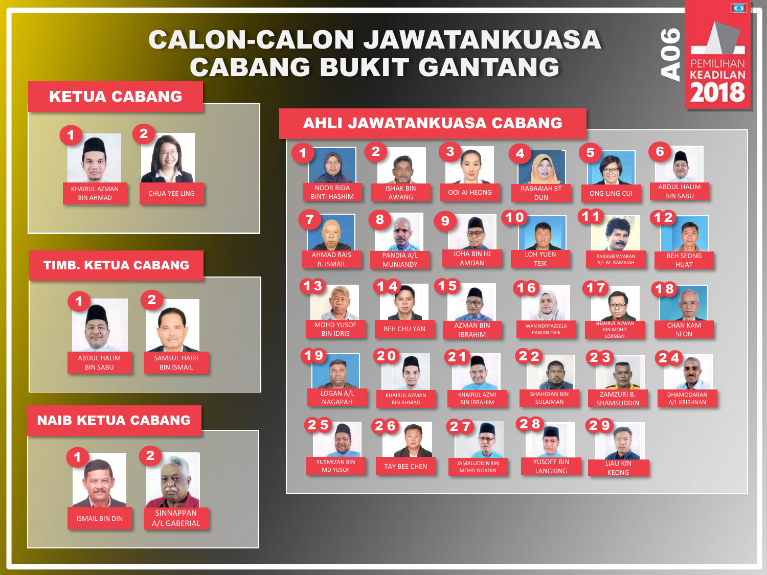# CALON-CALON JAWATANKUASA CABANG BUKIT GANTANG

A06

PEMILIHAN KEADILAN 2018

## KETUA CABANG

1. KHAIRUL AZMAN BIN AHMAD
2. CHUA YEE LING

## TIMB. KETUA CABANG

1. ABDUL HALIM BIN SABU
2. SAMSUL HAIRI BIN ISMAIL

## NAIB KETUA CABANG

1. ISMAIL BIN DIN
2. SINNAPPAN A/L GABERIAL

## AHLI JAWATANKUASA CABANG

1. NOOR RIDA BINTI HASHIM
2. ISHAK BIN AWANG
3. OOI AI HEONG
4. RABAAIAH BT DUN
5. ONG LING CUI
6. ABDUL HALIM BIN SABU
7. AHMAD RAIS B. ISMAIL
8. PANDIA A/L MUNIANDY
9. JOHA BIN HJ AMDAN
10. LOH YUEN TEIK
11. PARAMESWARAN A/L M. RAMAIAH
12. BEH SEONG HUAT
13. MOHD YUSOF BIN IDRIS
14. BEH CHU YAN
15. AZMAN BIN IBRAHIM
16. WAN NORFAZEELA PAWAN CHIK
17. SHAHRUL AZWAN BIN MOHD LOKMAN
18. CHAN KAM SEON
19. LOGAN A/L NAGAPAH
20. KHAIRUL AZMAN BIN AHMAD
21. KHAIRUL AZMI BIN IBRAHIM
22. SHAHIDAN BIN SULAIMAN
23. ZAMZURI B. SHAMSUDDIN
24. DHAMODARAN A/L KRISHNAN
25. YUSMIZAN BIN MD YUSOF
26. TAY BEE CHEN
27. JAMALUDDIN BIN MOHD NORDIN
28. YUSOFF BIN LANGKING
29. LIAU KIN KEONG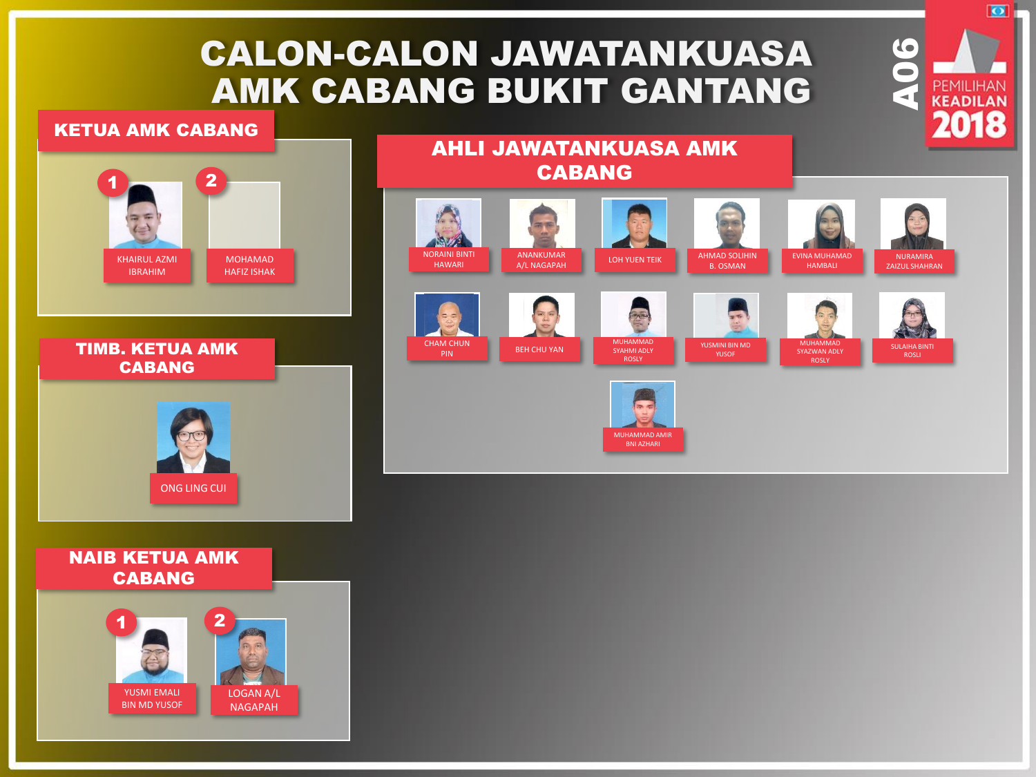# CALON-CALON JAWATANKUASA AMK CABANG BUKIT GANTANG

A06

PEMILIHAN KEADILAN 2018

## KETUA AMK CABANG

1. KHAIRUL AZMI IBRAHIM
2. MOHAMAD HAFIZ ISHAK

## TIMB. KETUA AMK CABANG

- ONG LING CUI

## NAIB KETUA AMK CABANG

1. YUSMI EMALI BIN MD YUSOF
2. LOGAN A/L NAGAPAH

## AHLI JAWATANKUASA AMK CABANG

- NORAINI BINTI HAWARI
- ANANKUMAR A/L NAGAPAH
- LOH YUEN TEIK
- AHMAD SOLIHIN B. OSMAN
- EVINA MUHAMAD HAMBALI
- NURAMIRA ZAIZUL SHAHRAN
- CHAM CHUN PIN
- BEH CHU YAN
- MUHAMMAD SYAHMI ADLY ROSLY
- YUSMINI BIN MD YUSOF
- MUHAMMAD SYAZWAN ADLY ROSLY
- SULAIHA BINTI ROSLI
- MUHAMMAD AMIR BNI AZHARI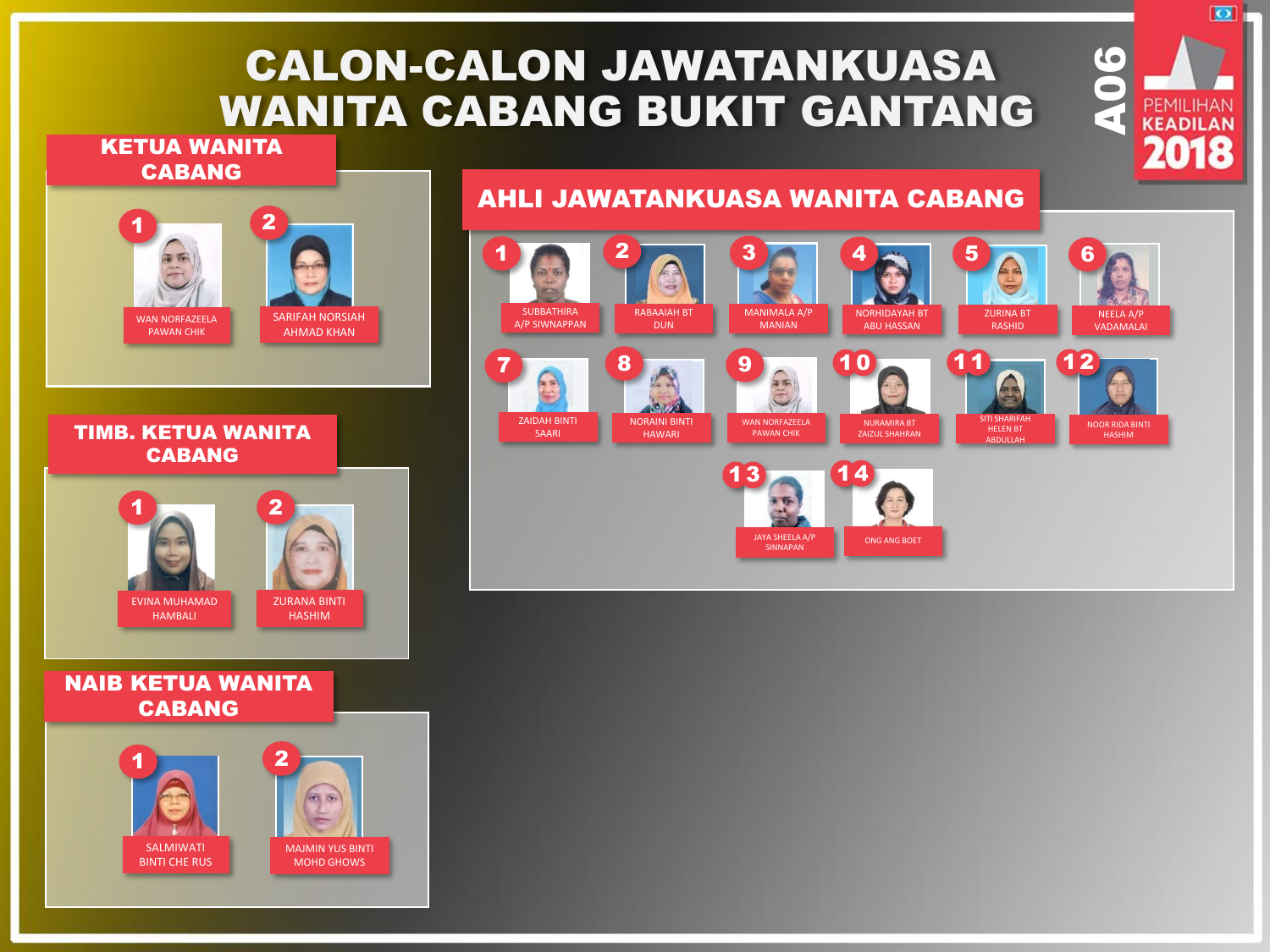# CALON-CALON JAWATANKUASA WANITA CABANG BUKIT GANTANG

A06

PEMILIHAN KEADILAN 2018

## KETUA WANITA CABANG

1. WAN NORFAZEELA PAWAN CHIK
2. SARIFAH NORSIAH AHMAD KHAN

## TIMB. KETUA WANITA CABANG

1. EVINA MUHAMAD HAMBALI
2. ZURANA BINTI HASHIM

## NAIB KETUA WANITA CABANG

1. SALMIWATI BINTI CHE RUS
2. MAJMIN YUS BINTI MOHD GHOWS

## AHLI JAWATANKUASA WANITA CABANG

1. SUBBATHIRA A/P SIWNAPPAN
2. RABAAIAH BT DUN
3. MANIMALA A/P MANIAN
4. NORHIDAYAH BT ABU HASSAN
5. ZURINA BT RASHID
6. NEELA A/P VADAMALAI
7. ZAIDAH BINTI SAARI
8. NORAINI BINTI HAWARI
9. WAN NORFAZEELA PAWAN CHIK
10. NURAMIRA BT ZAIZUL SHAHRAN
11. SITI SHARIFAH HELEN BT ABDULLAH
12. NOOR RIDA BINTI HASHIM
13. JAYA SHEELA A/P SINNAPAN
14. ONG ANG BOET